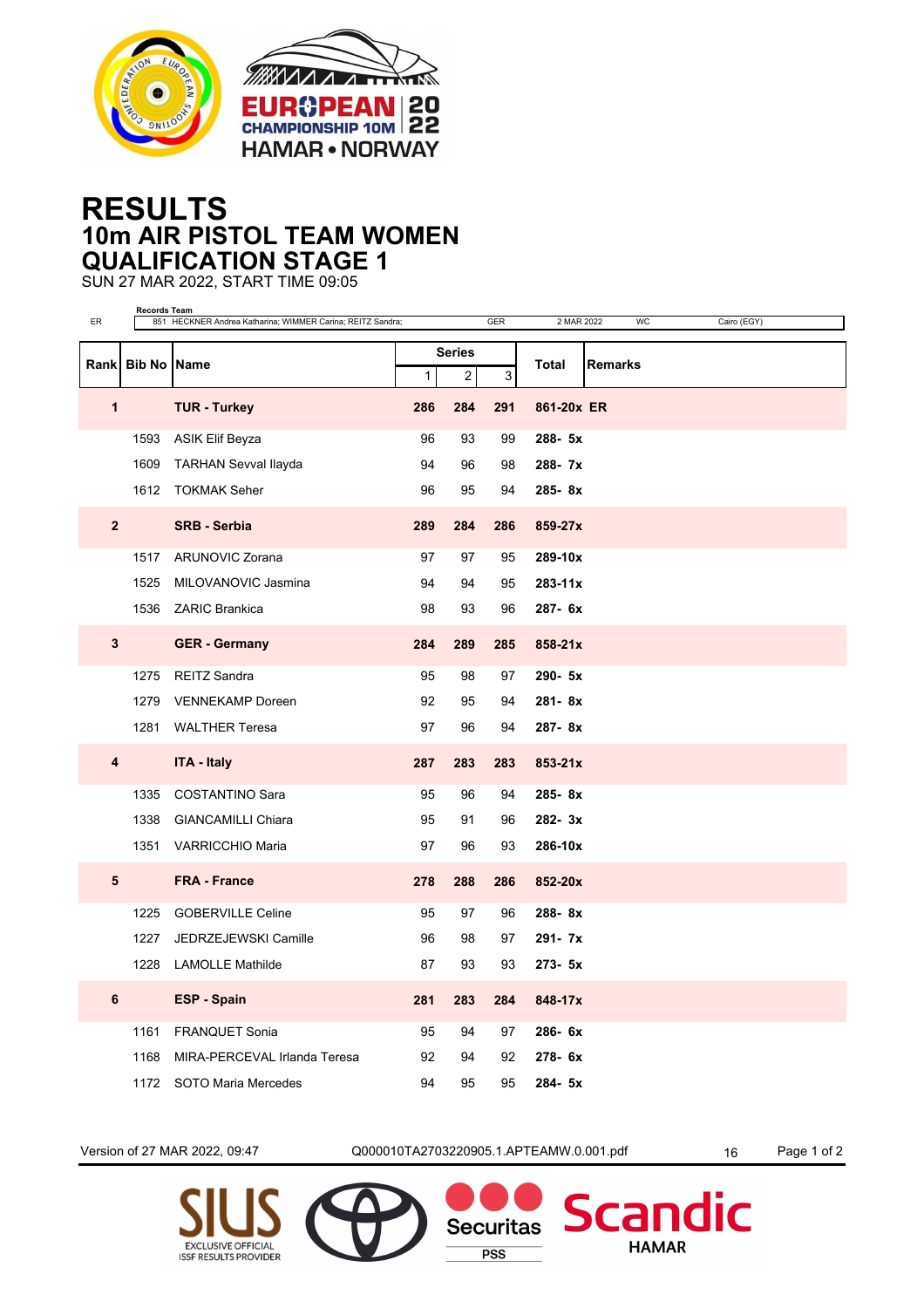# RESULTS

## 10m AIR PISTOL TEAM WOMEN

## QUALIFICATION STAGE 1

SUN 27 MAR 2022, START TIME 09:05

| | Records Team | | | | | |
|---|---|---|---|---|---|---|
| ER | 851 HECKNER Andrea Katharina; WIMMER Carina; REITZ Sandra; | GER | 2 MAR 2022 | WC | Cairo (EGY) |

| Rank | Bib No | Name | Series 1 | Series 2 | Series 3 | Total | Remarks |
|---|---|---|---|---|---|---|---|
| **1** | | **TUR - Turkey** | **286** | **284** | **291** | **861-20x** | **ER** |
| | 1593 | ASIK Elif Beyza | 96 | 93 | 99 | **288- 5x** | |
| | 1609 | TARHAN Sevval Ilayda | 94 | 96 | 98 | **288- 7x** | |
| | 1612 | TOKMAK Seher | 96 | 95 | 94 | **285- 8x** | |
| **2** | | **SRB - Serbia** | **289** | **284** | **286** | **859-27x** | |
| | 1517 | ARUNOVIC Zorana | 97 | 97 | 95 | **289-10x** | |
| | 1525 | MILOVANOVIC Jasmina | 94 | 94 | 95 | **283-11x** | |
| | 1536 | ZARIC Brankica | 98 | 93 | 96 | **287- 6x** | |
| **3** | | **GER - Germany** | **284** | **289** | **285** | **858-21x** | |
| | 1275 | REITZ Sandra | 95 | 98 | 97 | **290- 5x** | |
| | 1279 | VENNEKAMP Doreen | 92 | 95 | 94 | **281- 8x** | |
| | 1281 | WALTHER Teresa | 97 | 96 | 94 | **287- 8x** | |
| **4** | | **ITA - Italy** | **287** | **283** | **283** | **853-21x** | |
| | 1335 | COSTANTINO Sara | 95 | 96 | 94 | **285- 8x** | |
| | 1338 | GIANCAMILLI Chiara | 95 | 91 | 96 | **282- 3x** | |
| | 1351 | VARRICCHIO Maria | 97 | 96 | 93 | **286-10x** | |
| **5** | | **FRA - France** | **278** | **288** | **286** | **852-20x** | |
| | 1225 | GOBERVILLE Celine | 95 | 97 | 96 | **288- 8x** | |
| | 1227 | JEDRZEJEWSKI Camille | 96 | 98 | 97 | **291- 7x** | |
| | 1228 | LAMOLLE Mathilde | 87 | 93 | 93 | **273- 5x** | |
| **6** | | **ESP - Spain** | **281** | **283** | **284** | **848-17x** | |
| | 1161 | FRANQUET Sonia | 95 | 94 | 97 | **286- 6x** | |
| | 1168 | MIRA-PERCEVAL Irlanda Teresa | 92 | 94 | 92 | **278- 6x** | |
| | 1172 | SOTO Maria Mercedes | 94 | 95 | 95 | **284- 5x** | |

Version of 27 MAR 2022, 09:47 Q000010TA2703220905.1.APTEAMW.0.001.pdf 16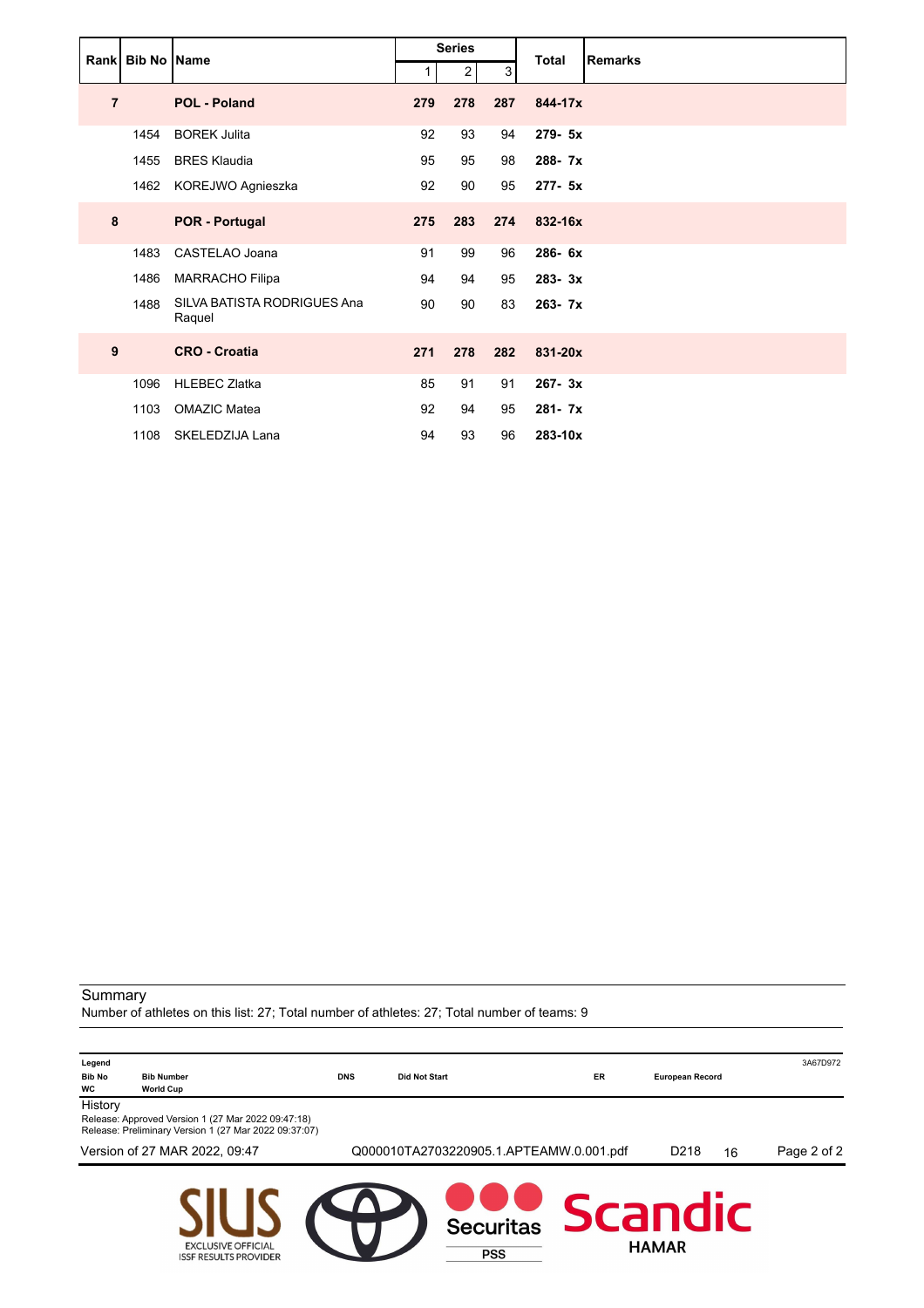| Rank | Bib No | Name | Series | | | Total | Remarks |
|---|---|---|---|---|---|---|---|
| | | | 1 | 2 | 3 | | |
| **7** | | **POL - Poland** | **279** | **278** | **287** | **844-17x** | |
| | 1454 | BOREK Julita | 92 | 93 | 94 | **279- 5x** | |
| | 1455 | BRES Klaudia | 95 | 95 | 98 | **288- 7x** | |
| | 1462 | KOREJWO Agnieszka | 92 | 90 | 95 | **277- 5x** | |
| **8** | | **POR - Portugal** | **275** | **283** | **274** | **832-16x** | |
| | 1483 | CASTELAO Joana | 91 | 99 | 96 | **286- 6x** | |
| | 1486 | MARRACHO Filipa | 94 | 94 | 95 | **283- 3x** | |
| | 1488 | SILVA BATISTA RODRIGUES Ana Raquel | 90 | 90 | 83 | **263- 7x** | |
| **9** | | **CRO - Croatia** | **271** | **278** | **282** | **831-20x** | |
| | 1096 | HLEBEC Zlatka | 85 | 91 | 91 | **267- 3x** | |
| | 1103 | OMAZIC Matea | 92 | 94 | 95 | **281- 7x** | |
| | 1108 | SKELEDZIJA Lana | 94 | 93 | 96 | **283-10x** | |

Summary

Number of athletes on this list: 27; Total number of athletes: 27; Total number of teams: 9

**Legend**

| | | | | | |
|---|---|---|---|---|---|
| **Bib No** | **Bib Number** | **DNS** | **Did Not Start** | **ER** | **European Record** |
| **WC** | **World Cup** | | | | |

3A67D972

History

Release: Approved Version 1 (27 Mar 2022 09:47:18)
Release: Preliminary Version 1 (27 Mar 2022 09:37:07)

Version of 27 MAR 2022, 09:47 — Q000010TA2703220905.1.APTEAMW.0.001.pdf — D218 — 16

SIUS EXCLUSIVE OFFICIAL ISSF RESULTS PROVIDER — Securitas PSS — Scandic HAMAR